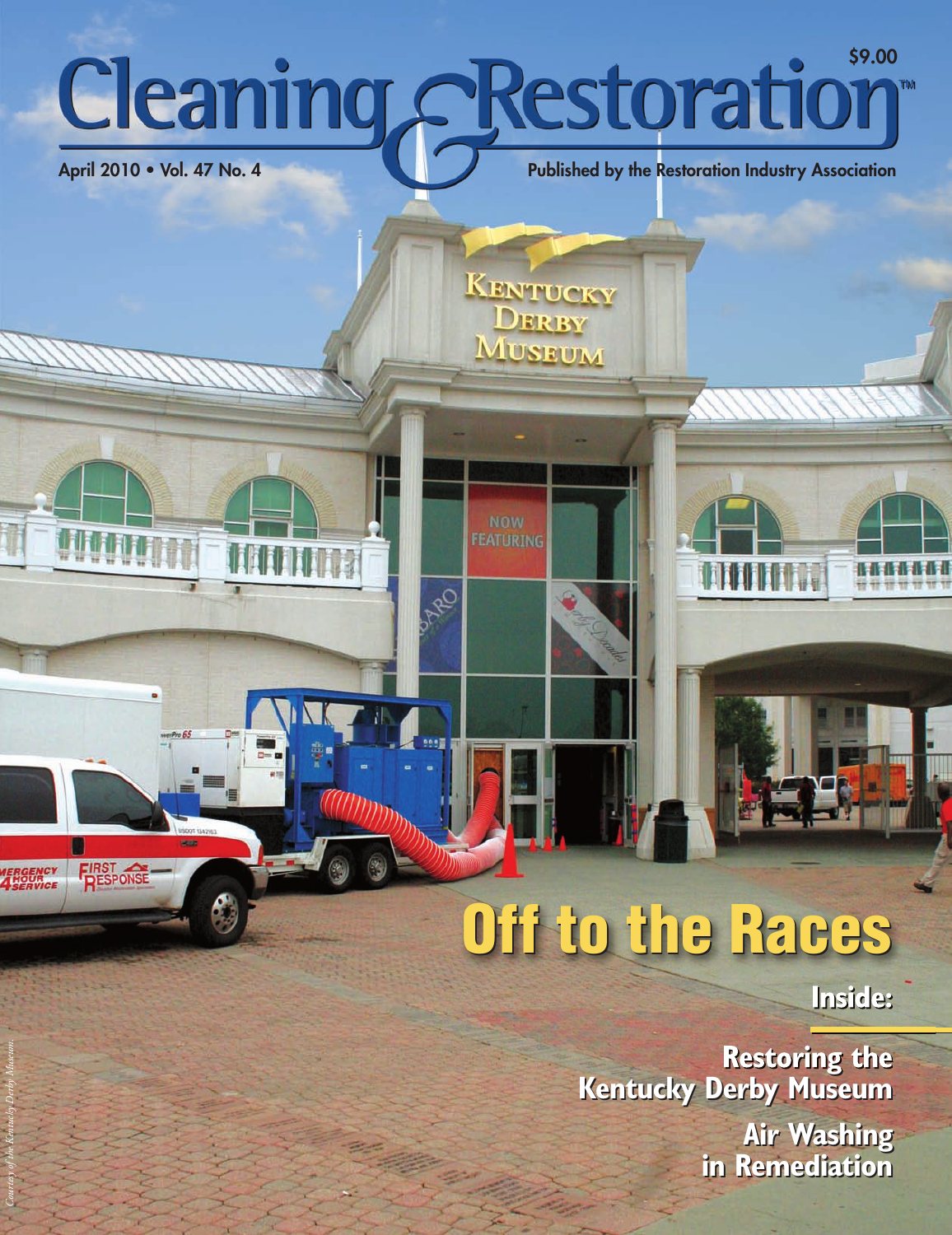$9.00

# Cleaning & Restoration™

April 2010 • Vol. 47 No. 4

Published by the Restoration Industry Association

## Off to the Races

**Inside:**

**Restoring the Kentucky Derby Museum**

**Air Washing in Remediation**

*Courtesy of the Kentucky Derby Museum.*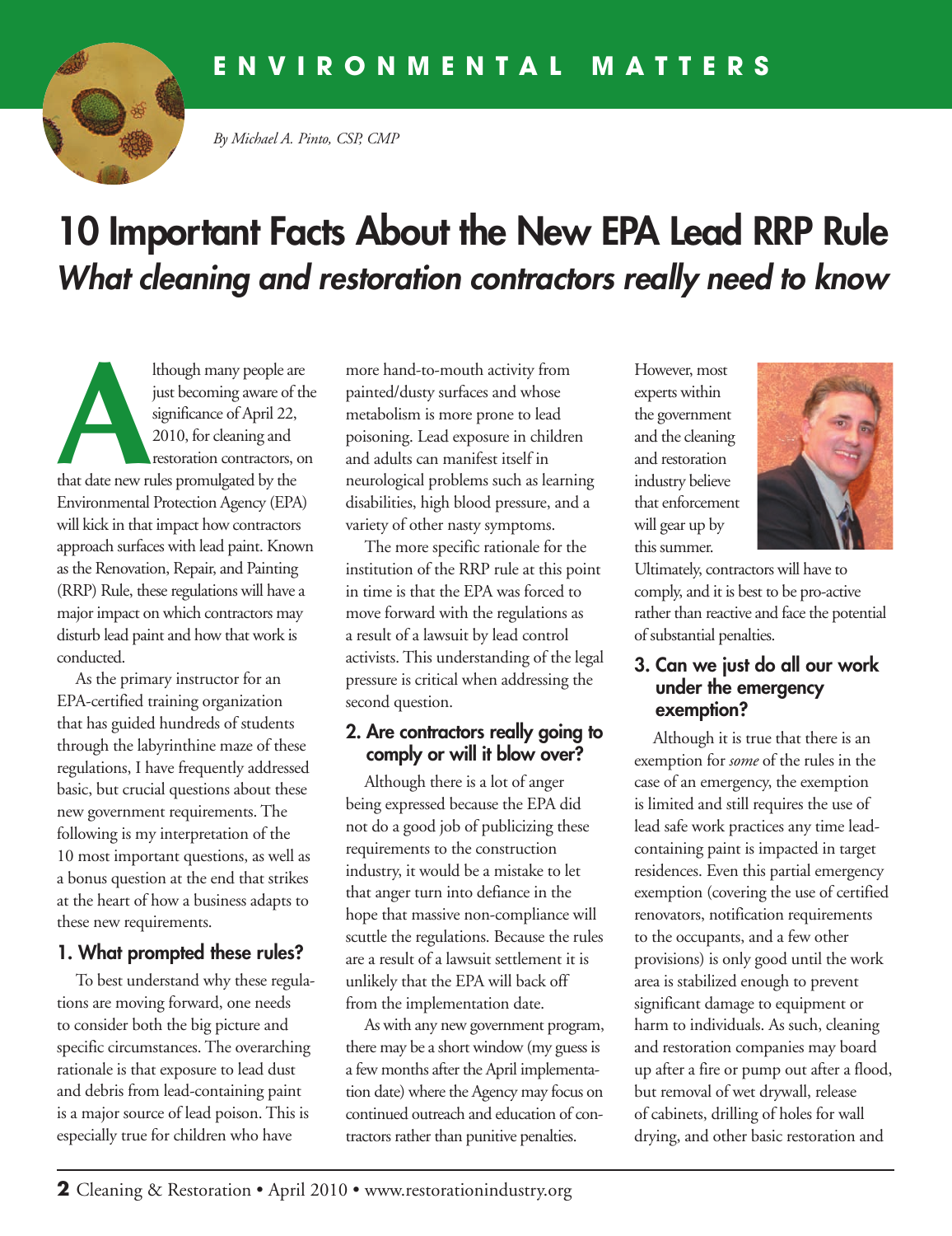ENVIRONMENTAL MATTERS

*By Michael A. Pinto, CSP, CMP*

# 10 Important Facts About the New EPA Lead RRP Rule

## *What cleaning and restoration contractors really need to know*

Although many people are just becoming aware of the significance of April 22, 2010, for cleaning and restoration contractors, on that date new rules promulgated by the Environmental Protection Agency (EPA) will kick in that impact how contractors approach surfaces with lead paint. Known as the Renovation, Repair, and Painting (RRP) Rule, these regulations will have a major impact on which contractors may disturb lead paint and how that work is conducted.

As the primary instructor for an EPA-certified training organization that has guided hundreds of students through the labyrinthine maze of these regulations, I have frequently addressed basic, but crucial questions about these new government requirements. The following is my interpretation of the 10 most important questions, as well as a bonus question at the end that strikes at the heart of how a business adapts to these new requirements.

### 1. What prompted these rules?

To best understand why these regulations are moving forward, one needs to consider both the big picture and specific circumstances. The overarching rationale is that exposure to lead dust and debris from lead-containing paint is a major source of lead poison. This is especially true for children who have more hand-to-mouth activity from painted/dusty surfaces and whose metabolism is more prone to lead poisoning. Lead exposure in children and adults can manifest itself in neurological problems such as learning disabilities, high blood pressure, and a variety of other nasty symptoms.

The more specific rationale for the institution of the RRP rule at this point in time is that the EPA was forced to move forward with the regulations as a result of a lawsuit by lead control activists. This understanding of the legal pressure is critical when addressing the second question.

### 2. Are contractors really going to comply or will it blow over?

Although there is a lot of anger being expressed because the EPA did not do a good job of publicizing these requirements to the construction industry, it would be a mistake to let that anger turn into defiance in the hope that massive non-compliance will scuttle the regulations. Because the rules are a result of a lawsuit settlement it is unlikely that the EPA will back off from the implementation date.

As with any new government program, there may be a short window (my guess is a few months after the April implementation date) where the Agency may focus on continued outreach and education of contractors rather than punitive penalties. However, most experts within the government and the cleaning and restoration industry believe that enforcement will gear up by this summer. Ultimately, contractors will have to comply, and it is best to be pro-active rather than reactive and face the potential of substantial penalties.

### 3. Can we just do all our work under the emergency exemption?

Although it is true that there is an exemption for *some* of the rules in the case of an emergency, the exemption is limited and still requires the use of lead safe work practices any time lead-containing paint is impacted in target residences. Even this partial emergency exemption (covering the use of certified renovators, notification requirements to the occupants, and a few other provisions) is only good until the work area is stabilized enough to prevent significant damage to equipment or harm to individuals. As such, cleaning and restoration companies may board up after a fire or pump out after a flood, but removal of wet drywall, release of cabinets, drilling of holes for wall drying, and other basic restoration and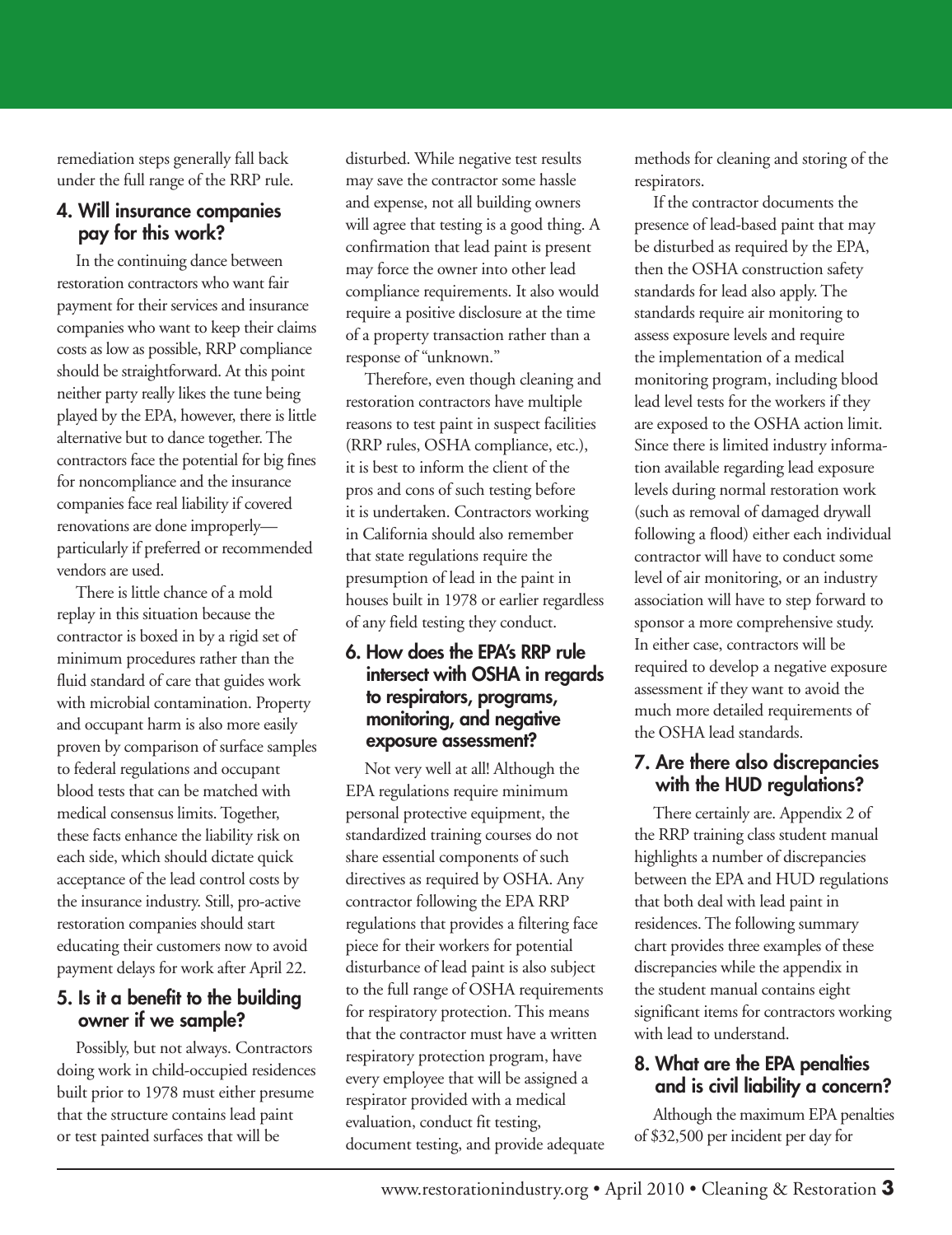remediation steps generally fall back under the full range of the RRP rule.

### 4. Will insurance companies pay for this work?

In the continuing dance between restoration contractors who want fair payment for their services and insurance companies who want to keep their claims costs as low as possible, RRP compliance should be straightforward. At this point neither party really likes the tune being played by the EPA, however, there is little alternative but to dance together. The contractors face the potential for big fines for noncompliance and the insurance companies face real liability if covered renovations are done improperly—particularly if preferred or recommended vendors are used.

There is little chance of a mold replay in this situation because the contractor is boxed in by a rigid set of minimum procedures rather than the fluid standard of care that guides work with microbial contamination. Property and occupant harm is also more easily proven by comparison of surface samples to federal regulations and occupant blood tests that can be matched with medical consensus limits. Together, these facts enhance the liability risk on each side, which should dictate quick acceptance of the lead control costs by the insurance industry. Still, pro-active restoration companies should start educating their customers now to avoid payment delays for work after April 22.

### 5. Is it a benefit to the building owner if we sample?

Possibly, but not always. Contractors doing work in child-occupied residences built prior to 1978 must either presume that the structure contains lead paint or test painted surfaces that will be disturbed. While negative test results may save the contractor some hassle and expense, not all building owners will agree that testing is a good thing. A confirmation that lead paint is present may force the owner into other lead compliance requirements. It also would require a positive disclosure at the time of a property transaction rather than a response of "unknown."

Therefore, even though cleaning and restoration contractors have multiple reasons to test paint in suspect facilities (RRP rules, OSHA compliance, etc.), it is best to inform the client of the pros and cons of such testing before it is undertaken. Contractors working in California should also remember that state regulations require the presumption of lead in the paint in houses built in 1978 or earlier regardless of any field testing they conduct.

### 6. How does the EPA's RRP rule intersect with OSHA in regards to respirators, programs, monitoring, and negative exposure assessment?

Not very well at all! Although the EPA regulations require minimum personal protective equipment, the standardized training courses do not share essential components of such directives as required by OSHA. Any contractor following the EPA RRP regulations that provides a filtering face piece for their workers for potential disturbance of lead paint is also subject to the full range of OSHA requirements for respiratory protection. This means that the contractor must have a written respiratory protection program, have every employee that will be assigned a respirator provided with a medical evaluation, conduct fit testing, document testing, and provide adequate methods for cleaning and storing of the respirators.

If the contractor documents the presence of lead-based paint that may be disturbed as required by the EPA, then the OSHA construction safety standards for lead also apply. The standards require air monitoring to assess exposure levels and require the implementation of a medical monitoring program, including blood lead level tests for the workers if they are exposed to the OSHA action limit. Since there is limited industry information available regarding lead exposure levels during normal restoration work (such as removal of damaged drywall following a flood) either each individual contractor will have to conduct some level of air monitoring, or an industry association will have to step forward to sponsor a more comprehensive study. In either case, contractors will be required to develop a negative exposure assessment if they want to avoid the much more detailed requirements of the OSHA lead standards.

### 7. Are there also discrepancies with the HUD regulations?

There certainly are. Appendix 2 of the RRP training class student manual highlights a number of discrepancies between the EPA and HUD regulations that both deal with lead paint in residences. The following summary chart provides three examples of these discrepancies while the appendix in the student manual contains eight significant items for contractors working with lead to understand.

### 8. What are the EPA penalties and is civil liability a concern?

Although the maximum EPA penalties of $32,500 per incident per day for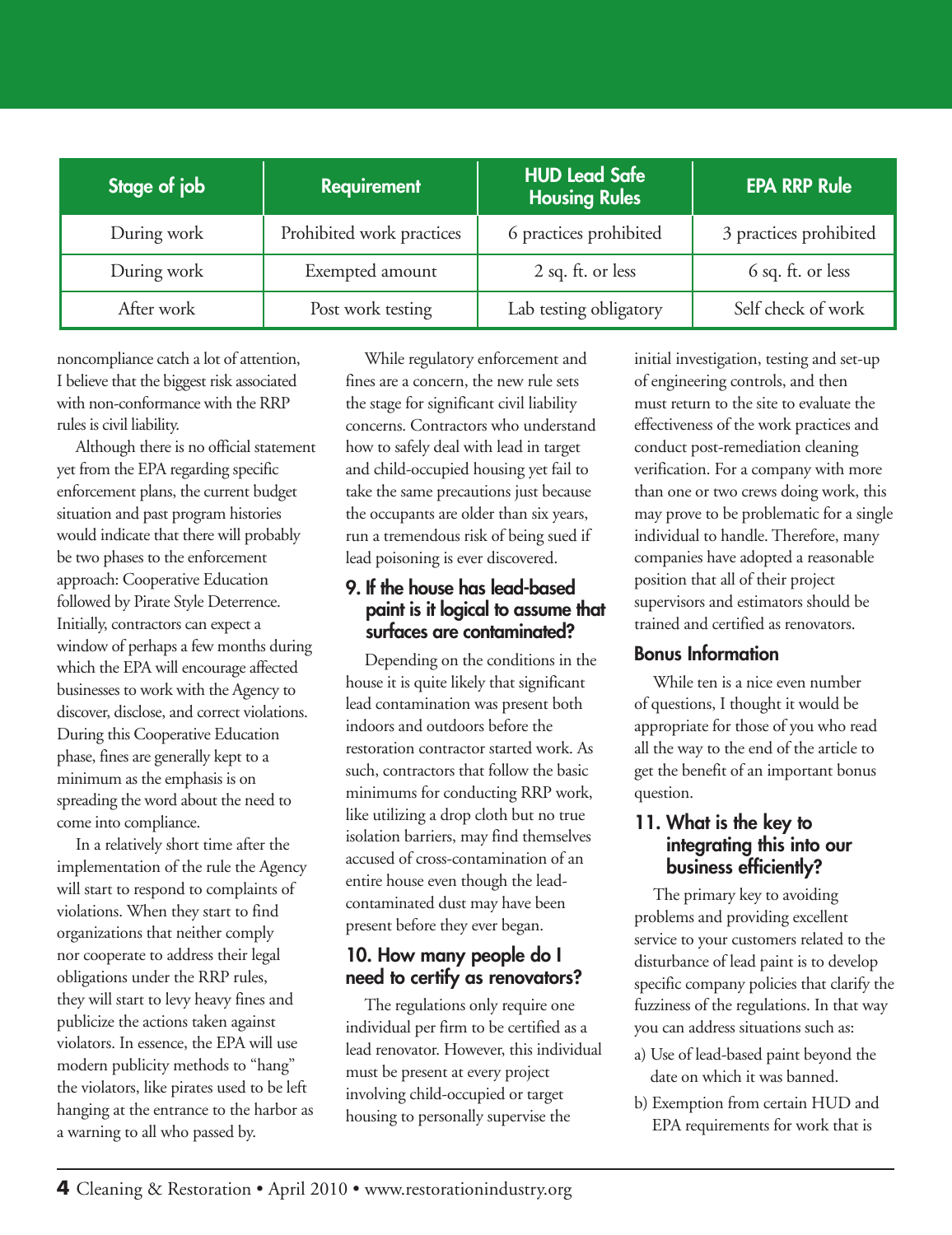| Stage of job | Requirement | HUD Lead Safe Housing Rules | EPA RRP Rule |
|---|---|---|---|
| During work | Prohibited work practices | 6 practices prohibited | 3 practices prohibited |
| During work | Exempted amount | 2 sq. ft. or less | 6 sq. ft. or less |
| After work | Post work testing | Lab testing obligatory | Self check of work |

noncompliance catch a lot of attention, I believe that the biggest risk associated with non-conformance with the RRP rules is civil liability.

Although there is no official statement yet from the EPA regarding specific enforcement plans, the current budget situation and past program histories would indicate that there will probably be two phases to the enforcement approach: Cooperative Education followed by Pirate Style Deterrence. Initially, contractors can expect a window of perhaps a few months during which the EPA will encourage affected businesses to work with the Agency to discover, disclose, and correct violations. During this Cooperative Education phase, fines are generally kept to a minimum as the emphasis is on spreading the word about the need to come into compliance.

In a relatively short time after the implementation of the rule the Agency will start to respond to complaints of violations. When they start to find organizations that neither comply nor cooperate to address their legal obligations under the RRP rules, they will start to levy heavy fines and publicize the actions taken against violators. In essence, the EPA will use modern publicity methods to "hang" the violators, like pirates used to be left hanging at the entrance to the harbor as a warning to all who passed by.

While regulatory enforcement and fines are a concern, the new rule sets the stage for significant civil liability concerns. Contractors who understand how to safely deal with lead in target and child-occupied housing yet fail to take the same precautions just because the occupants are older than six years, run a tremendous risk of being sued if lead poisoning is ever discovered.

### 9. If the house has lead-based paint is it logical to assume that surfaces are contaminated?

Depending on the conditions in the house it is quite likely that significant lead contamination was present both indoors and outdoors before the restoration contractor started work. As such, contractors that follow the basic minimums for conducting RRP work, like utilizing a drop cloth but no true isolation barriers, may find themselves accused of cross-contamination of an entire house even though the lead-contaminated dust may have been present before they ever began.

### 10. How many people do I need to certify as renovators?

The regulations only require one individual per firm to be certified as a lead renovator. However, this individual must be present at every project involving child-occupied or target housing to personally supervise the initial investigation, testing and set-up of engineering controls, and then must return to the site to evaluate the effectiveness of the work practices and conduct post-remediation cleaning verification. For a company with more than one or two crews doing work, this may prove to be problematic for a single individual to handle. Therefore, many companies have adopted a reasonable position that all of their project supervisors and estimators should be trained and certified as renovators.

## Bonus Information

While ten is a nice even number of questions, I thought it would be appropriate for those of you who read all the way to the end of the article to get the benefit of an important bonus question.

### 11. What is the key to integrating this into our business efficiently?

The primary key to avoiding problems and providing excellent service to your customers related to the disturbance of lead paint is to develop specific company policies that clarify the fuzziness of the regulations. In that way you can address situations such as:

a) Use of lead-based paint beyond the date on which it was banned.

b) Exemption from certain HUD and EPA requirements for work that is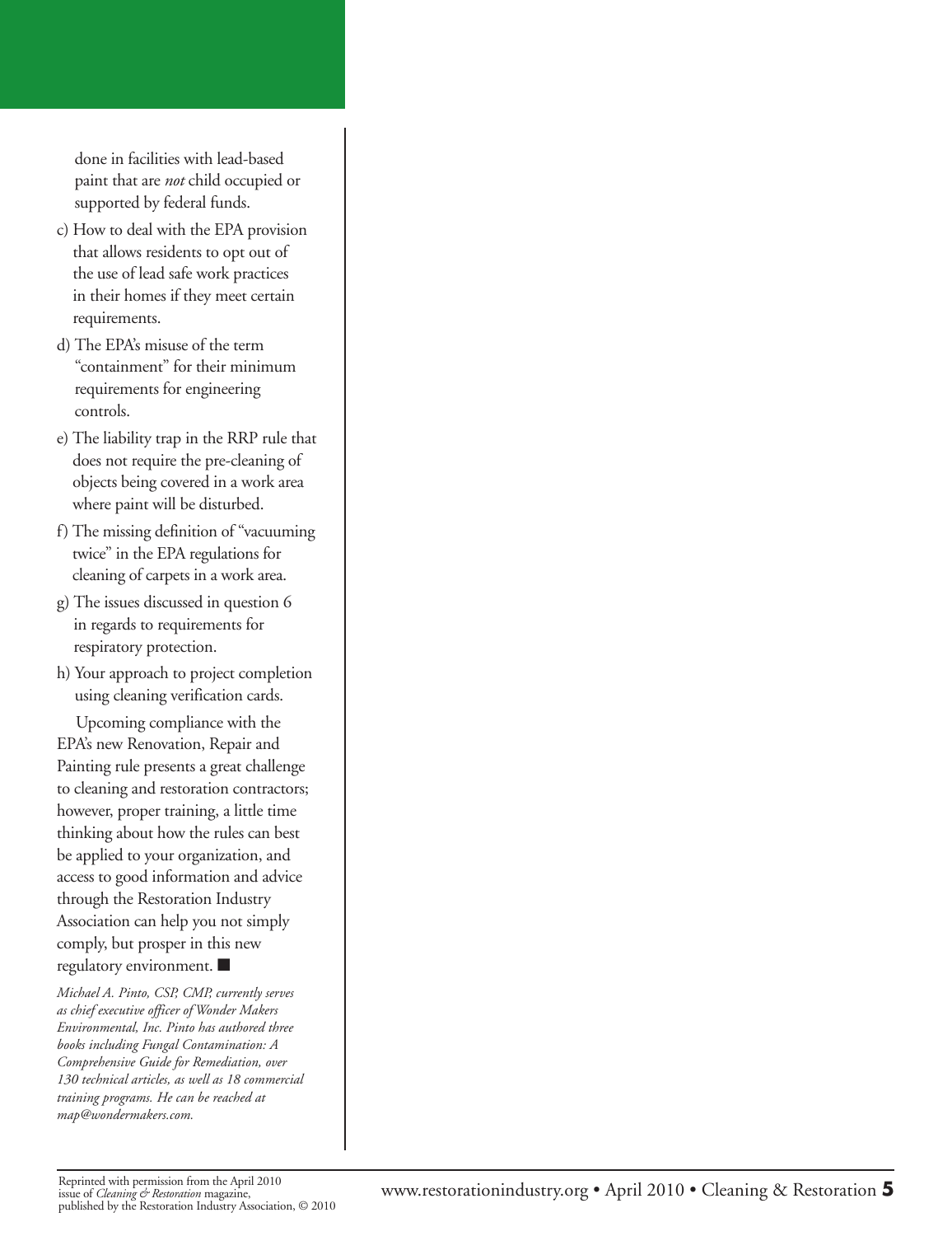done in facilities with lead-based paint that are *not* child occupied or supported by federal funds.

c) How to deal with the EPA provision that allows residents to opt out of the use of lead safe work practices in their homes if they meet certain requirements.

d) The EPA's misuse of the term "containment" for their minimum requirements for engineering controls.

e) The liability trap in the RRP rule that does not require the pre-cleaning of objects being covered in a work area where paint will be disturbed.

f) The missing definition of "vacuuming twice" in the EPA regulations for cleaning of carpets in a work area.

g) The issues discussed in question 6 in regards to requirements for respiratory protection.

h) Your approach to project completion using cleaning verification cards.

Upcoming compliance with the EPA's new Renovation, Repair and Painting rule presents a great challenge to cleaning and restoration contractors; however, proper training, a little time thinking about how the rules can best be applied to your organization, and access to good information and advice through the Restoration Industry Association can help you not simply comply, but prosper in this new regulatory environment. ■

*Michael A. Pinto, CSP, CMP, currently serves as chief executive officer of Wonder Makers Environmental, Inc. Pinto has authored three books including Fungal Contamination: A Comprehensive Guide for Remediation, over 130 technical articles, as well as 18 commercial training programs. He can be reached at map@wondermakers.com.*

Reprinted with permission from the April 2010 issue of *Cleaning & Restoration* magazine, published by the Restoration Industry Association, © 2010